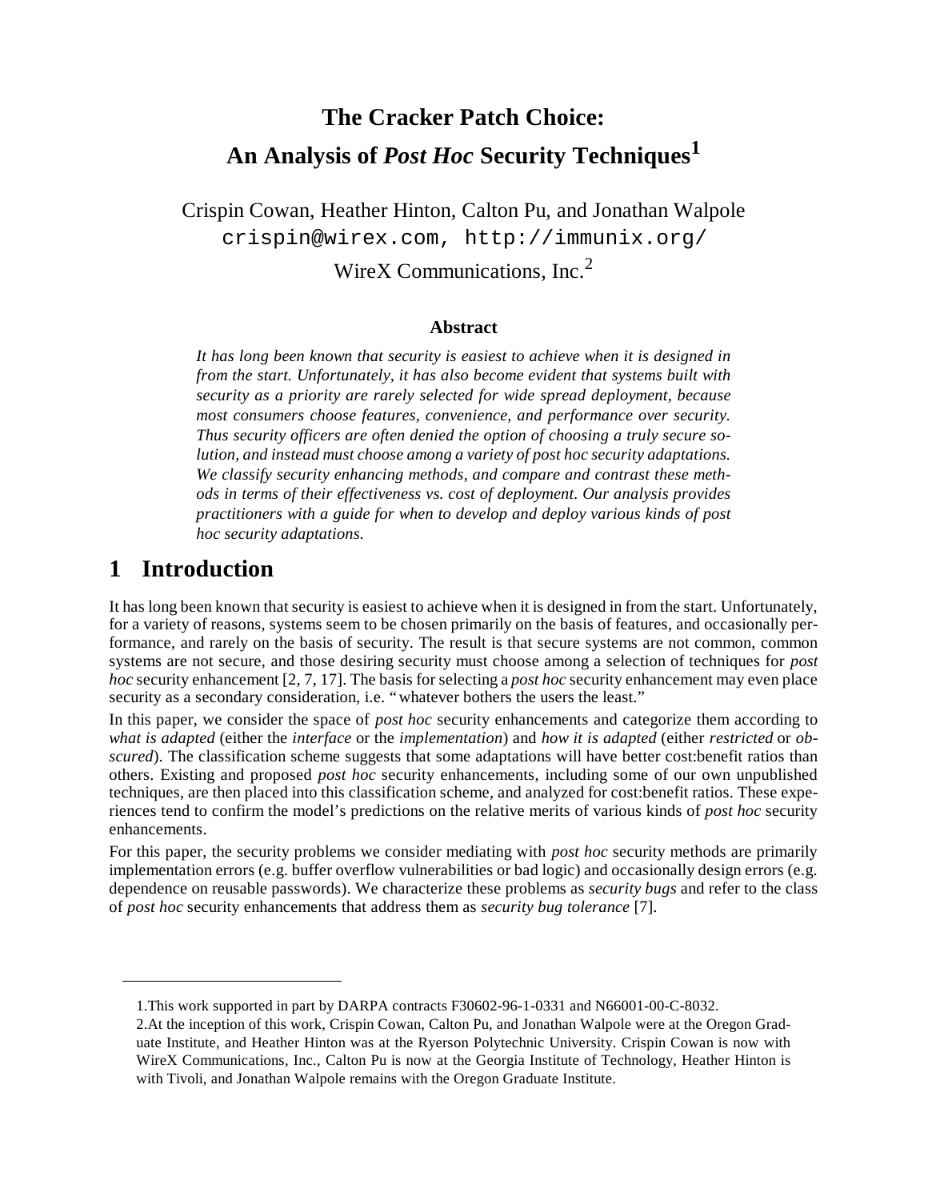# The Cracker Patch Choice: An Analysis of *Post Hoc* Security Techniques[1]

Crispin Cowan, Heather Hinton, Calton Pu, and Jonathan Walpole
crispin@wirex.com, http://immunix.org/
WireX Communications, Inc.[2]

### Abstract

*It has long been known that security is easiest to achieve when it is designed in from the start. Unfortunately, it has also become evident that systems built with security as a priority are rarely selected for wide spread deployment, because most consumers choose features, convenience, and performance over security. Thus security officers are often denied the option of choosing a truly secure solution, and instead must choose among a variety of post hoc security adaptations. We classify security enhancing methods, and compare and contrast these methods in terms of their effectiveness vs. cost of deployment. Our analysis provides practitioners with a guide for when to develop and deploy various kinds of post hoc security adaptations.*

## 1 Introduction

It has long been known that security is easiest to achieve when it is designed in from the start. Unfortunately, for a variety of reasons, systems seem to be chosen primarily on the basis of features, and occasionally performance, and rarely on the basis of security. The result is that secure systems are not common, common systems are not secure, and those desiring security must choose among a selection of techniques for *post hoc* security enhancement [2, 7, 17]. The basis for selecting a *post hoc* security enhancement may even place security as a secondary consideration, i.e. "whatever bothers the users the least."

In this paper, we consider the space of *post hoc* security enhancements and categorize them according to *what is adapted* (either the *interface* or the *implementation*) and *how it is adapted* (either *restricted* or *obscured*). The classification scheme suggests that some adaptations will have better cost:benefit ratios than others. Existing and proposed *post hoc* security enhancements, including some of our own unpublished techniques, are then placed into this classification scheme, and analyzed for cost:benefit ratios. These experiences tend to confirm the model's predictions on the relative merits of various kinds of *post hoc* security enhancements.

For this paper, the security problems we consider mediating with *post hoc* security methods are primarily implementation errors (e.g. buffer overflow vulnerabilities or bad logic) and occasionally design errors (e.g. dependence on reusable passwords). We characterize these problems as *security bugs* and refer to the class of *post hoc* security enhancements that address them as *security bug tolerance* [7].

---

1.This work supported in part by DARPA contracts F30602-96-1-0331 and N66001-00-C-8032.

2.At the inception of this work, Crispin Cowan, Calton Pu, and Jonathan Walpole were at the Oregon Graduate Institute, and Heather Hinton was at the Ryerson Polytechnic University. Crispin Cowan is now with WireX Communications, Inc., Calton Pu is now at the Georgia Institute of Technology, Heather Hinton is with Tivoli, and Jonathan Walpole remains with the Oregon Graduate Institute.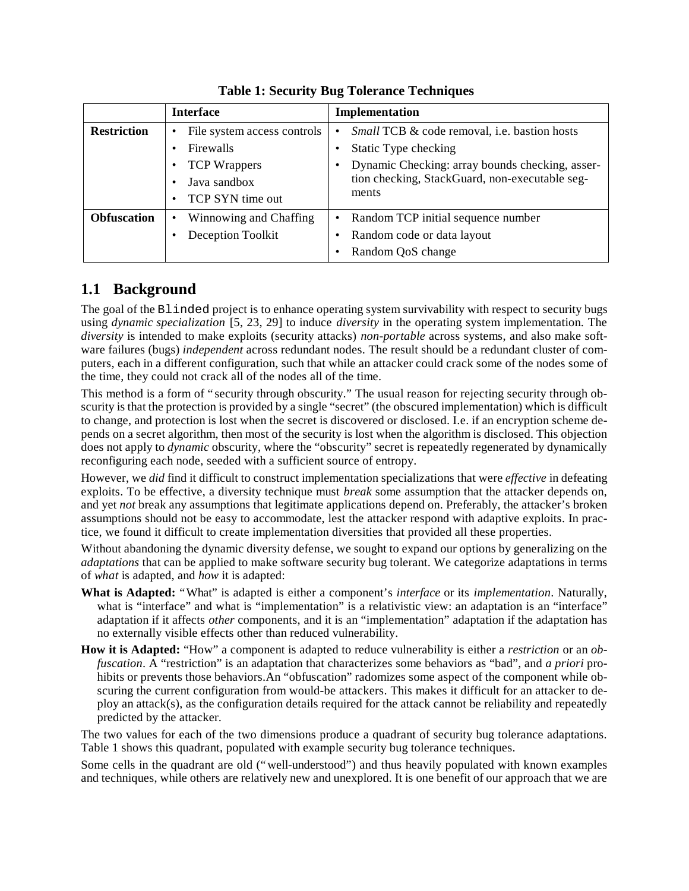**Table 1: Security Bug Tolerance Techniques**

| | Interface | Implementation |
|---|---|---|
| **Restriction** | • File system access controls<br>• Firewalls<br>• TCP Wrappers<br>• Java sandbox<br>• TCP SYN time out | • *Small* TCB & code removal, i.e. bastion hosts<br>• Static Type checking<br>• Dynamic Checking: array bounds checking, assertion checking, StackGuard, non-executable segments |
| **Obfuscation** | • Winnowing and Chaffing<br>• Deception Toolkit | • Random TCP initial sequence number<br>• Random code or data layout<br>• Random QoS change |

## 1.1 Background

The goal of the `Blinded` project is to enhance operating system survivability with respect to security bugs using *dynamic specialization* [5, 23, 29] to induce *diversity* in the operating system implementation. The *diversity* is intended to make exploits (security attacks) *non-portable* across systems, and also make software failures (bugs) *independent* across redundant nodes. The result should be a redundant cluster of computers, each in a different configuration, such that while an attacker could crack some of the nodes some of the time, they could not crack all of the nodes all of the time.

This method is a form of "security through obscurity." The usual reason for rejecting security through obscurity is that the protection is provided by a single "secret" (the obscured implementation) which is difficult to change, and protection is lost when the secret is discovered or disclosed. I.e. if an encryption scheme depends on a secret algorithm, then most of the security is lost when the algorithm is disclosed. This objection does not apply to *dynamic* obscurity, where the "obscurity" secret is repeatedly regenerated by dynamically reconfiguring each node, seeded with a sufficient source of entropy.

However, we *did* find it difficult to construct implementation specializations that were *effective* in defeating exploits. To be effective, a diversity technique must *break* some assumption that the attacker depends on, and yet *not* break any assumptions that legitimate applications depend on. Preferably, the attacker's broken assumptions should not be easy to accommodate, lest the attacker respond with adaptive exploits. In practice, we found it difficult to create implementation diversities that provided all these properties.

Without abandoning the dynamic diversity defense, we sought to expand our options by generalizing on the *adaptations* that can be applied to make software security bug tolerant. We categorize adaptations in terms of *what* is adapted, and *how* it is adapted:

**What is Adapted:** "What" is adapted is either a component's *interface* or its *implementation*. Naturally, what is "interface" and what is "implementation" is a relativistic view: an adaptation is an "interface" adaptation if it affects *other* components, and it is an "implementation" adaptation if the adaptation has no externally visible effects other than reduced vulnerability.

**How it is Adapted:** "How" a component is adapted to reduce vulnerability is either a *restriction* or an *obfuscation*. A "restriction" is an adaptation that characterizes some behaviors as "bad", and *a priori* prohibits or prevents those behaviors.An "obfuscation" radomizes some aspect of the component while obscuring the current configuration from would-be attackers. This makes it difficult for an attacker to deploy an attack(s), as the configuration details required for the attack cannot be reliability and repeatedly predicted by the attacker.

The two values for each of the two dimensions produce a quadrant of security bug tolerance adaptations. Table 1 shows this quadrant, populated with example security bug tolerance techniques.

Some cells in the quadrant are old ("well-understood") and thus heavily populated with known examples and techniques, while others are relatively new and unexplored. It is one benefit of our approach that we are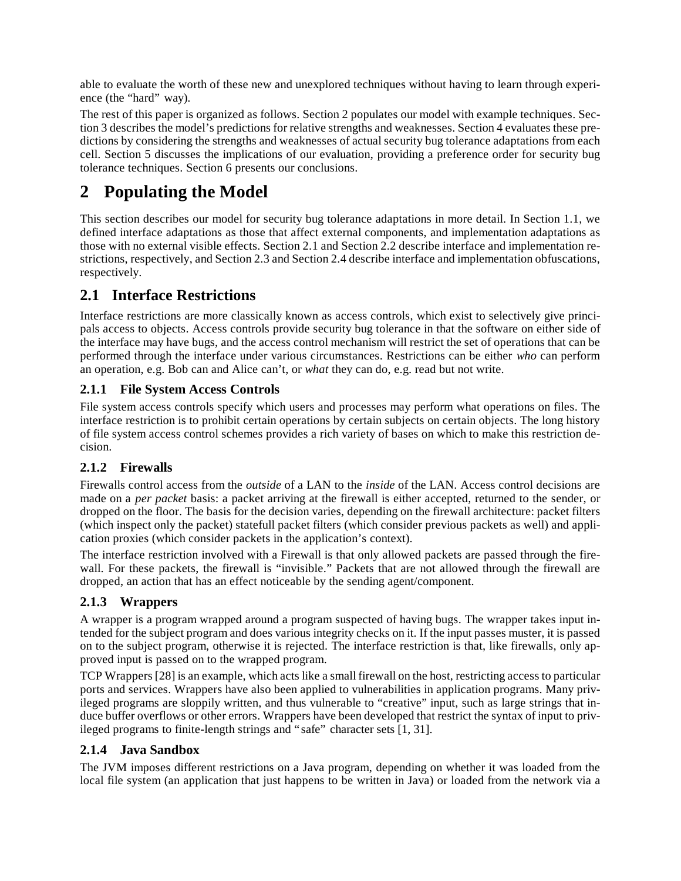able to evaluate the worth of these new and unexplored techniques without having to learn through experience (the "hard" way).

The rest of this paper is organized as follows. Section 2 populates our model with example techniques. Section 3 describes the model's predictions for relative strengths and weaknesses. Section 4 evaluates these predictions by considering the strengths and weaknesses of actual security bug tolerance adaptations from each cell. Section 5 discusses the implications of our evaluation, providing a preference order for security bug tolerance techniques. Section 6 presents our conclusions.

# 2 Populating the Model

This section describes our model for security bug tolerance adaptations in more detail. In Section 1.1, we defined interface adaptations as those that affect external components, and implementation adaptations as those with no external visible effects. Section 2.1 and Section 2.2 describe interface and implementation restrictions, respectively, and Section 2.3 and Section 2.4 describe interface and implementation obfuscations, respectively.

## 2.1 Interface Restrictions

Interface restrictions are more classically known as access controls, which exist to selectively give principals access to objects. Access controls provide security bug tolerance in that the software on either side of the interface may have bugs, and the access control mechanism will restrict the set of operations that can be performed through the interface under various circumstances. Restrictions can be either *who* can perform an operation, e.g. Bob can and Alice can't, or *what* they can do, e.g. read but not write.

### 2.1.1 File System Access Controls

File system access controls specify which users and processes may perform what operations on files. The interface restriction is to prohibit certain operations by certain subjects on certain objects. The long history of file system access control schemes provides a rich variety of bases on which to make this restriction decision.

### 2.1.2 Firewalls

Firewalls control access from the *outside* of a LAN to the *inside* of the LAN. Access control decisions are made on a *per packet* basis: a packet arriving at the firewall is either accepted, returned to the sender, or dropped on the floor. The basis for the decision varies, depending on the firewall architecture: packet filters (which inspect only the packet) statefull packet filters (which consider previous packets as well) and application proxies (which consider packets in the application's context).

The interface restriction involved with a Firewall is that only allowed packets are passed through the firewall. For these packets, the firewall is "invisible." Packets that are not allowed through the firewall are dropped, an action that has an effect noticeable by the sending agent/component.

### 2.1.3 Wrappers

A wrapper is a program wrapped around a program suspected of having bugs. The wrapper takes input intended for the subject program and does various integrity checks on it. If the input passes muster, it is passed on to the subject program, otherwise it is rejected. The interface restriction is that, like firewalls, only approved input is passed on to the wrapped program.

TCP Wrappers [28] is an example, which acts like a small firewall on the host, restricting access to particular ports and services. Wrappers have also been applied to vulnerabilities in application programs. Many privileged programs are sloppily written, and thus vulnerable to "creative" input, such as large strings that induce buffer overflows or other errors. Wrappers have been developed that restrict the syntax of input to privileged programs to finite-length strings and "safe" character sets [1, 31].

### 2.1.4 Java Sandbox

The JVM imposes different restrictions on a Java program, depending on whether it was loaded from the local file system (an application that just happens to be written in Java) or loaded from the network via a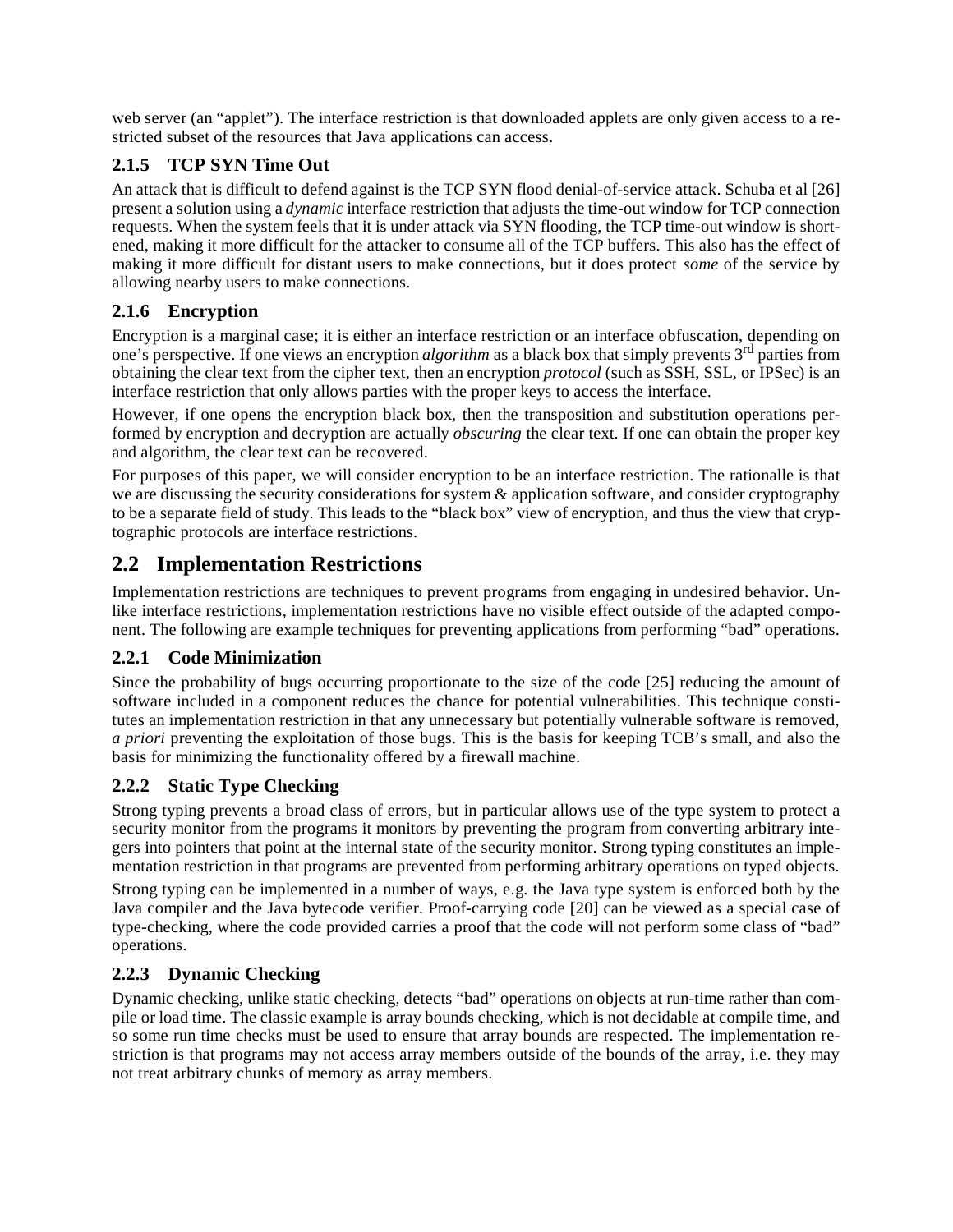web server (an "applet"). The interface restriction is that downloaded applets are only given access to a restricted subset of the resources that Java applications can access.

### 2.1.5 TCP SYN Time Out

An attack that is difficult to defend against is the TCP SYN flood denial-of-service attack. Schuba et al [26] present a solution using a *dynamic* interface restriction that adjusts the time-out window for TCP connection requests. When the system feels that it is under attack via SYN flooding, the TCP time-out window is shortened, making it more difficult for the attacker to consume all of the TCP buffers. This also has the effect of making it more difficult for distant users to make connections, but it does protect *some* of the service by allowing nearby users to make connections.

### 2.1.6 Encryption

Encryption is a marginal case; it is either an interface restriction or an interface obfuscation, depending on one's perspective. If one views an encryption *algorithm* as a black box that simply prevents 3rd parties from obtaining the clear text from the cipher text, then an encryption *protocol* (such as SSH, SSL, or IPSec) is an interface restriction that only allows parties with the proper keys to access the interface.

However, if one opens the encryption black box, then the transposition and substitution operations performed by encryption and decryption are actually *obscuring* the clear text. If one can obtain the proper key and algorithm, the clear text can be recovered.

For purposes of this paper, we will consider encryption to be an interface restriction. The rationalle is that we are discussing the security considerations for system & application software, and consider cryptography to be a separate field of study. This leads to the "black box" view of encryption, and thus the view that cryptographic protocols are interface restrictions.

## 2.2 Implementation Restrictions

Implementation restrictions are techniques to prevent programs from engaging in undesired behavior. Unlike interface restrictions, implementation restrictions have no visible effect outside of the adapted component. The following are example techniques for preventing applications from performing "bad" operations.

### 2.2.1 Code Minimization

Since the probability of bugs occurring proportionate to the size of the code [25] reducing the amount of software included in a component reduces the chance for potential vulnerabilities. This technique constitutes an implementation restriction in that any unnecessary but potentially vulnerable software is removed, *a priori* preventing the exploitation of those bugs. This is the basis for keeping TCB's small, and also the basis for minimizing the functionality offered by a firewall machine.

### 2.2.2 Static Type Checking

Strong typing prevents a broad class of errors, but in particular allows use of the type system to protect a security monitor from the programs it monitors by preventing the program from converting arbitrary integers into pointers that point at the internal state of the security monitor. Strong typing constitutes an implementation restriction in that programs are prevented from performing arbitrary operations on typed objects.

Strong typing can be implemented in a number of ways, e.g. the Java type system is enforced both by the Java compiler and the Java bytecode verifier. Proof-carrying code [20] can be viewed as a special case of type-checking, where the code provided carries a proof that the code will not perform some class of "bad" operations.

### 2.2.3 Dynamic Checking

Dynamic checking, unlike static checking, detects "bad" operations on objects at run-time rather than compile or load time. The classic example is array bounds checking, which is not decidable at compile time, and so some run time checks must be used to ensure that array bounds are respected. The implementation restriction is that programs may not access array members outside of the bounds of the array, i.e. they may not treat arbitrary chunks of memory as array members.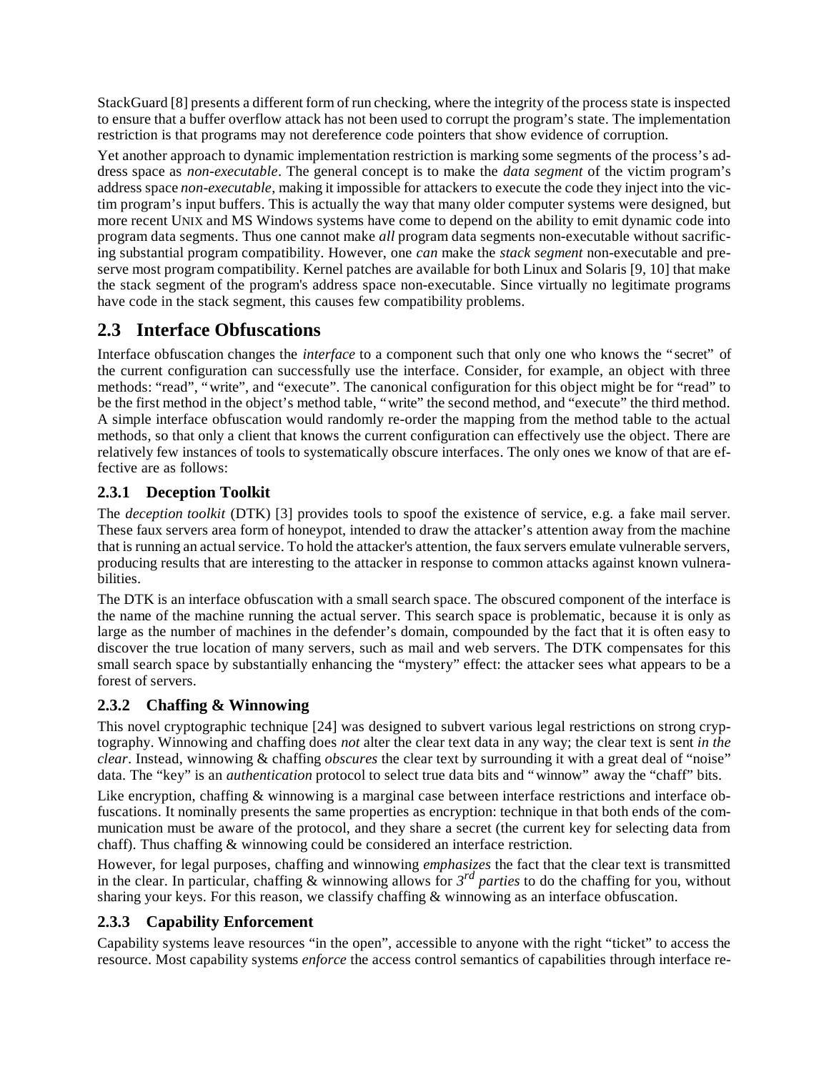StackGuard [8] presents a different form of run checking, where the integrity of the process state is inspected to ensure that a buffer overflow attack has not been used to corrupt the program's state. The implementation restriction is that programs may not dereference code pointers that show evidence of corruption.

Yet another approach to dynamic implementation restriction is marking some segments of the process's address space as *non-executable*. The general concept is to make the *data segment* of the victim program's address space *non-executable*, making it impossible for attackers to execute the code they inject into the victim program's input buffers. This is actually the way that many older computer systems were designed, but more recent UNIX and MS Windows systems have come to depend on the ability to emit dynamic code into program data segments. Thus one cannot make *all* program data segments non-executable without sacrificing substantial program compatibility. However, one *can* make the *stack segment* non-executable and preserve most program compatibility. Kernel patches are available for both Linux and Solaris [9, 10] that make the stack segment of the program's address space non-executable. Since virtually no legitimate programs have code in the stack segment, this causes few compatibility problems.

## 2.3 Interface Obfuscations

Interface obfuscation changes the *interface* to a component such that only one who knows the "secret" of the current configuration can successfully use the interface. Consider, for example, an object with three methods: "read", "write", and "execute". The canonical configuration for this object might be for "read" to be the first method in the object's method table, "write" the second method, and "execute" the third method. A simple interface obfuscation would randomly re-order the mapping from the method table to the actual methods, so that only a client that knows the current configuration can effectively use the object. There are relatively few instances of tools to systematically obscure interfaces. The only ones we know of that are effective are as follows:

### 2.3.1 Deception Toolkit

The *deception toolkit* (DTK) [3] provides tools to spoof the existence of service, e.g. a fake mail server. These faux servers area form of honeypot, intended to draw the attacker's attention away from the machine that is running an actual service. To hold the attacker's attention, the faux servers emulate vulnerable servers, producing results that are interesting to the attacker in response to common attacks against known vulnerabilities.

The DTK is an interface obfuscation with a small search space. The obscured component of the interface is the name of the machine running the actual server. This search space is problematic, because it is only as large as the number of machines in the defender's domain, compounded by the fact that it is often easy to discover the true location of many servers, such as mail and web servers. The DTK compensates for this small search space by substantially enhancing the "mystery" effect: the attacker sees what appears to be a forest of servers.

### 2.3.2 Chaffing & Winnowing

This novel cryptographic technique [24] was designed to subvert various legal restrictions on strong cryptography. Winnowing and chaffing does *not* alter the clear text data in any way; the clear text is sent *in the clear*. Instead, winnowing & chaffing *obscures* the clear text by surrounding it with a great deal of "noise" data. The "key" is an *authentication* protocol to select true data bits and "winnow" away the "chaff" bits.

Like encryption, chaffing & winnowing is a marginal case between interface restrictions and interface obfuscations. It nominally presents the same properties as encryption: technique in that both ends of the communication must be aware of the protocol, and they share a secret (the current key for selecting data from chaff). Thus chaffing & winnowing could be considered an interface restriction.

However, for legal purposes, chaffing and winnowing *emphasizes* the fact that the clear text is transmitted in the clear. In particular, chaffing & winnowing allows for *3rd parties* to do the chaffing for you, without sharing your keys. For this reason, we classify chaffing & winnowing as an interface obfuscation.

### 2.3.3 Capability Enforcement

Capability systems leave resources "in the open", accessible to anyone with the right "ticket" to access the resource. Most capability systems *enforce* the access control semantics of capabilities through interface re-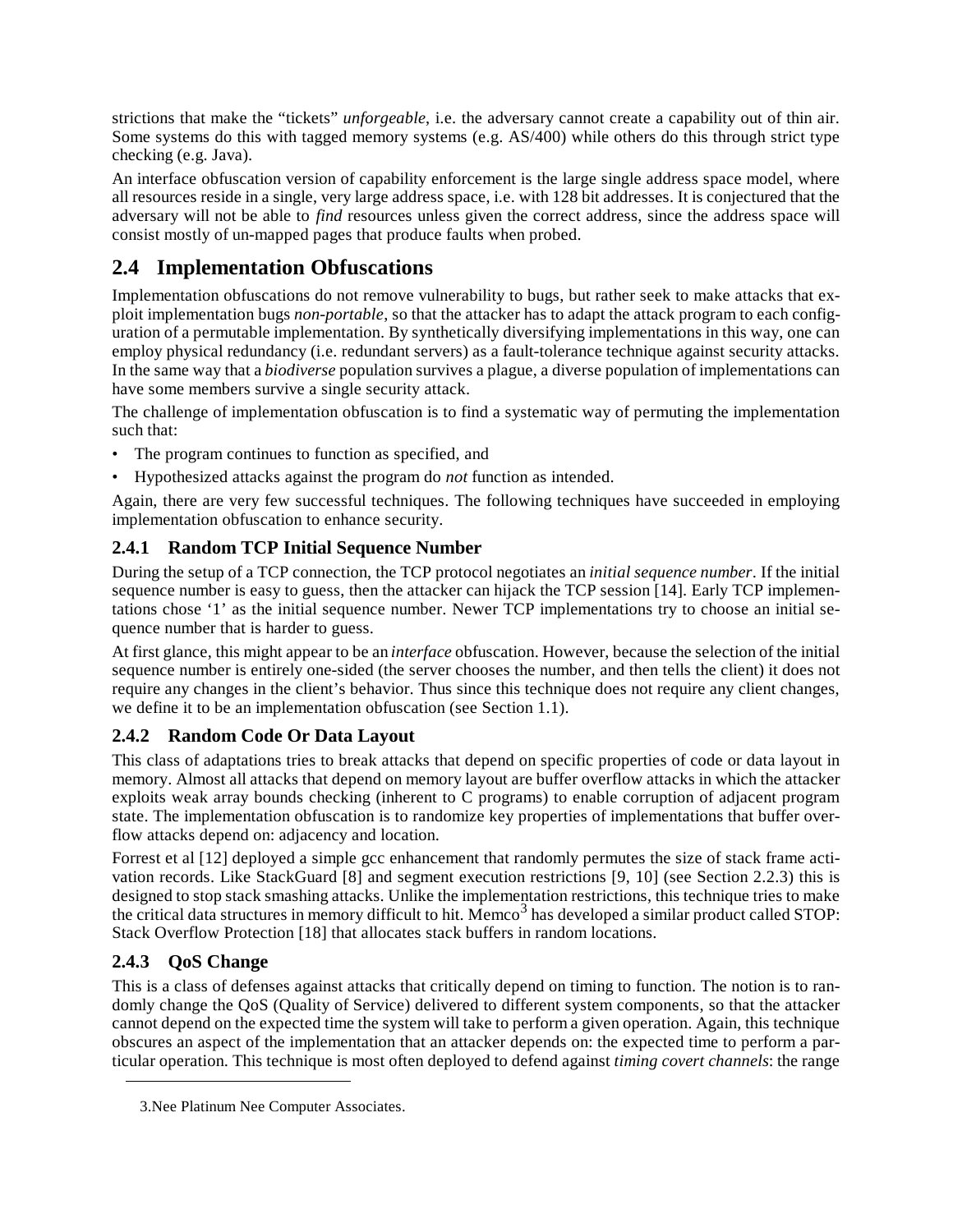strictions that make the "tickets" *unforgeable*, i.e. the adversary cannot create a capability out of thin air. Some systems do this with tagged memory systems (e.g. AS/400) while others do this through strict type checking (e.g. Java).

An interface obfuscation version of capability enforcement is the large single address space model, where all resources reside in a single, very large address space, i.e. with 128 bit addresses. It is conjectured that the adversary will not be able to *find* resources unless given the correct address, since the address space will consist mostly of un-mapped pages that produce faults when probed.

## 2.4 Implementation Obfuscations

Implementation obfuscations do not remove vulnerability to bugs, but rather seek to make attacks that exploit implementation bugs *non-portable*, so that the attacker has to adapt the attack program to each configuration of a permutable implementation. By synthetically diversifying implementations in this way, one can employ physical redundancy (i.e. redundant servers) as a fault-tolerance technique against security attacks. In the same way that a *biodiverse* population survives a plague, a diverse population of implementations can have some members survive a single security attack.

The challenge of implementation obfuscation is to find a systematic way of permuting the implementation such that:

- The program continues to function as specified, and
- Hypothesized attacks against the program do *not* function as intended.

Again, there are very few successful techniques. The following techniques have succeeded in employing implementation obfuscation to enhance security.

### 2.4.1 Random TCP Initial Sequence Number

During the setup of a TCP connection, the TCP protocol negotiates an *initial sequence number*. If the initial sequence number is easy to guess, then the attacker can hijack the TCP session [14]. Early TCP implementations chose '1' as the initial sequence number. Newer TCP implementations try to choose an initial sequence number that is harder to guess.

At first glance, this might appear to be an *interface* obfuscation. However, because the selection of the initial sequence number is entirely one-sided (the server chooses the number, and then tells the client) it does not require any changes in the client's behavior. Thus since this technique does not require any client changes, we define it to be an implementation obfuscation (see Section 1.1).

### 2.4.2 Random Code Or Data Layout

This class of adaptations tries to break attacks that depend on specific properties of code or data layout in memory. Almost all attacks that depend on memory layout are buffer overflow attacks in which the attacker exploits weak array bounds checking (inherent to C programs) to enable corruption of adjacent program state. The implementation obfuscation is to randomize key properties of implementations that buffer overflow attacks depend on: adjacency and location.

Forrest et al [12] deployed a simple gcc enhancement that randomly permutes the size of stack frame activation records. Like StackGuard [8] and segment execution restrictions [9, 10] (see Section 2.2.3) this is designed to stop stack smashing attacks. Unlike the implementation restrictions, this technique tries to make the critical data structures in memory difficult to hit. Memco[3] has developed a similar product called STOP: Stack Overflow Protection [18] that allocates stack buffers in random locations.

### 2.4.3 QoS Change

This is a class of defenses against attacks that critically depend on timing to function. The notion is to randomly change the QoS (Quality of Service) delivered to different system components, so that the attacker cannot depend on the expected time the system will take to perform a given operation. Again, this technique obscures an aspect of the implementation that an attacker depends on: the expected time to perform a particular operation. This technique is most often deployed to defend against *timing covert channels*: the range

3.Nee Platinum Nee Computer Associates.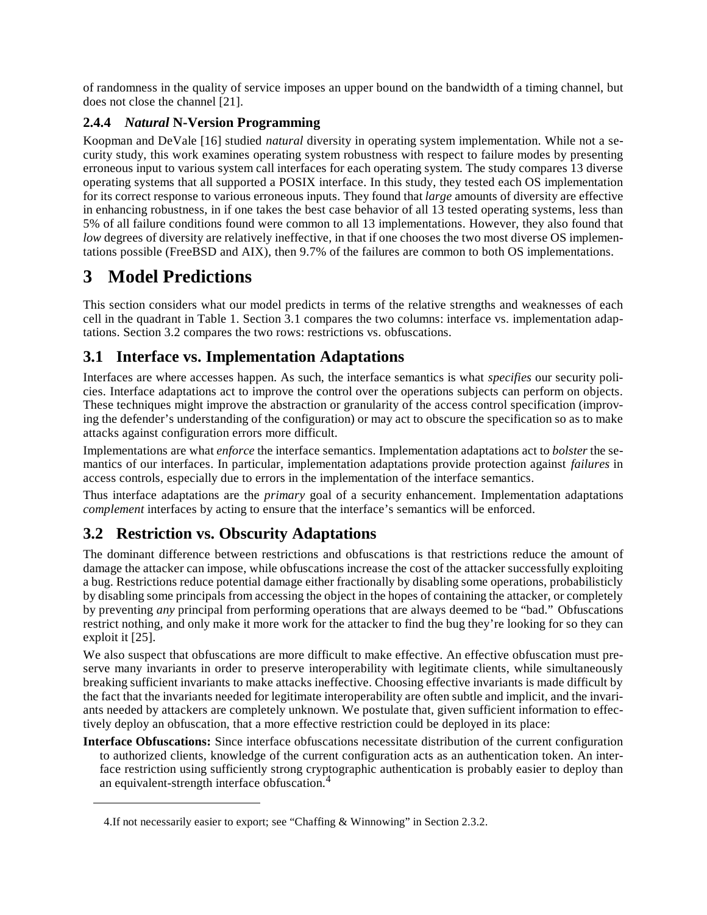of randomness in the quality of service imposes an upper bound on the bandwidth of a timing channel, but does not close the channel [21].

### 2.4.4 *Natural* N-Version Programming

Koopman and DeVale [16] studied *natural* diversity in operating system implementation. While not a security study, this work examines operating system robustness with respect to failure modes by presenting erroneous input to various system call interfaces for each operating system. The study compares 13 diverse operating systems that all supported a POSIX interface. In this study, they tested each OS implementation for its correct response to various erroneous inputs. They found that *large* amounts of diversity are effective in enhancing robustness, in if one takes the best case behavior of all 13 tested operating systems, less than 5% of all failure conditions found were common to all 13 implementations. However, they also found that *low* degrees of diversity are relatively ineffective, in that if one chooses the two most diverse OS implementations possible (FreeBSD and AIX), then 9.7% of the failures are common to both OS implementations.

# 3 Model Predictions

This section considers what our model predicts in terms of the relative strengths and weaknesses of each cell in the quadrant in Table 1. Section 3.1 compares the two columns: interface vs. implementation adaptations. Section 3.2 compares the two rows: restrictions vs. obfuscations.

## 3.1 Interface vs. Implementation Adaptations

Interfaces are where accesses happen. As such, the interface semantics is what *specifies* our security policies. Interface adaptations act to improve the control over the operations subjects can perform on objects. These techniques might improve the abstraction or granularity of the access control specification (improving the defender's understanding of the configuration) or may act to obscure the specification so as to make attacks against configuration errors more difficult.

Implementations are what *enforce* the interface semantics. Implementation adaptations act to *bolster* the semantics of our interfaces. In particular, implementation adaptations provide protection against *failures* in access controls, especially due to errors in the implementation of the interface semantics.

Thus interface adaptations are the *primary* goal of a security enhancement. Implementation adaptations *complement* interfaces by acting to ensure that the interface's semantics will be enforced.

## 3.2 Restriction vs. Obscurity Adaptations

The dominant difference between restrictions and obfuscations is that restrictions reduce the amount of damage the attacker can impose, while obfuscations increase the cost of the attacker successfully exploiting a bug. Restrictions reduce potential damage either fractionally by disabling some operations, probabilisticly by disabling some principals from accessing the object in the hopes of containing the attacker, or completely by preventing *any* principal from performing operations that are always deemed to be "bad." Obfuscations restrict nothing, and only make it more work for the attacker to find the bug they're looking for so they can exploit it [25].

We also suspect that obfuscations are more difficult to make effective. An effective obfuscation must preserve many invariants in order to preserve interoperability with legitimate clients, while simultaneously breaking sufficient invariants to make attacks ineffective. Choosing effective invariants is made difficult by the fact that the invariants needed for legitimate interoperability are often subtle and implicit, and the invariants needed by attackers are completely unknown. We postulate that, given sufficient information to effectively deploy an obfuscation, that a more effective restriction could be deployed in its place:

**Interface Obfuscations:** Since interface obfuscations necessitate distribution of the current configuration to authorized clients, knowledge of the current configuration acts as an authentication token. An interface restriction using sufficiently strong cryptographic authentication is probably easier to deploy than an equivalent-strength interface obfuscation.[4]

4. If not necessarily easier to export; see "Chaffing & Winnowing" in Section 2.3.2.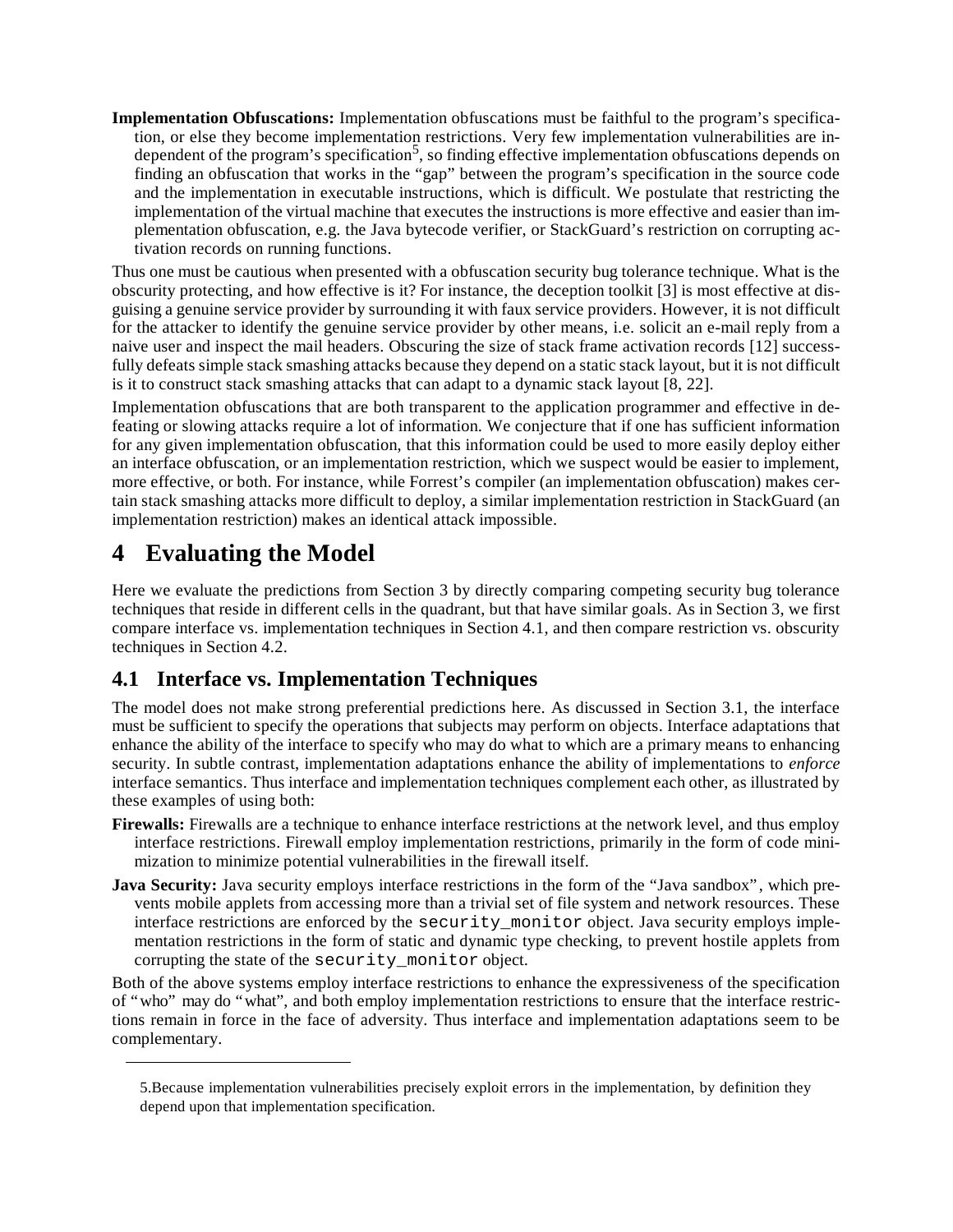**Implementation Obfuscations:** Implementation obfuscations must be faithful to the program's specification, or else they become implementation restrictions. Very few implementation vulnerabilities are independent of the program's specification[5], so finding effective implementation obfuscations depends on finding an obfuscation that works in the "gap" between the program's specification in the source code and the implementation in executable instructions, which is difficult. We postulate that restricting the implementation of the virtual machine that executes the instructions is more effective and easier than implementation obfuscation, e.g. the Java bytecode verifier, or StackGuard's restriction on corrupting activation records on running functions.

Thus one must be cautious when presented with a obfuscation security bug tolerance technique. What is the obscurity protecting, and how effective is it? For instance, the deception toolkit [3] is most effective at disguising a genuine service provider by surrounding it with faux service providers. However, it is not difficult for the attacker to identify the genuine service provider by other means, i.e. solicit an e-mail reply from a naive user and inspect the mail headers. Obscuring the size of stack frame activation records [12] successfully defeats simple stack smashing attacks because they depend on a static stack layout, but it is not difficult is it to construct stack smashing attacks that can adapt to a dynamic stack layout [8, 22].

Implementation obfuscations that are both transparent to the application programmer and effective in defeating or slowing attacks require a lot of information. We conjecture that if one has sufficient information for any given implementation obfuscation, that this information could be used to more easily deploy either an interface obfuscation, or an implementation restriction, which we suspect would be easier to implement, more effective, or both. For instance, while Forrest's compiler (an implementation obfuscation) makes certain stack smashing attacks more difficult to deploy, a similar implementation restriction in StackGuard (an implementation restriction) makes an identical attack impossible.

# 4 Evaluating the Model

Here we evaluate the predictions from Section 3 by directly comparing competing security bug tolerance techniques that reside in different cells in the quadrant, but that have similar goals. As in Section 3, we first compare interface vs. implementation techniques in Section 4.1, and then compare restriction vs. obscurity techniques in Section 4.2.

## 4.1 Interface vs. Implementation Techniques

The model does not make strong preferential predictions here. As discussed in Section 3.1, the interface must be sufficient to specify the operations that subjects may perform on objects. Interface adaptations that enhance the ability of the interface to specify who may do what to which are a primary means to enhancing security. In subtle contrast, implementation adaptations enhance the ability of implementations to *enforce* interface semantics. Thus interface and implementation techniques complement each other, as illustrated by these examples of using both:

**Firewalls:** Firewalls are a technique to enhance interface restrictions at the network level, and thus employ interface restrictions. Firewall employ implementation restrictions, primarily in the form of code minimization to minimize potential vulnerabilities in the firewall itself.

**Java Security:** Java security employs interface restrictions in the form of the "Java sandbox", which prevents mobile applets from accessing more than a trivial set of file system and network resources. These interface restrictions are enforced by the `security_monitor` object. Java security employs implementation restrictions in the form of static and dynamic type checking, to prevent hostile applets from corrupting the state of the `security_monitor` object.

Both of the above systems employ interface restrictions to enhance the expressiveness of the specification of "who" may do "what", and both employ implementation restrictions to ensure that the interface restrictions remain in force in the face of adversity. Thus interface and implementation adaptations seem to be complementary.

5.Because implementation vulnerabilities precisely exploit errors in the implementation, by definition they depend upon that implementation specification.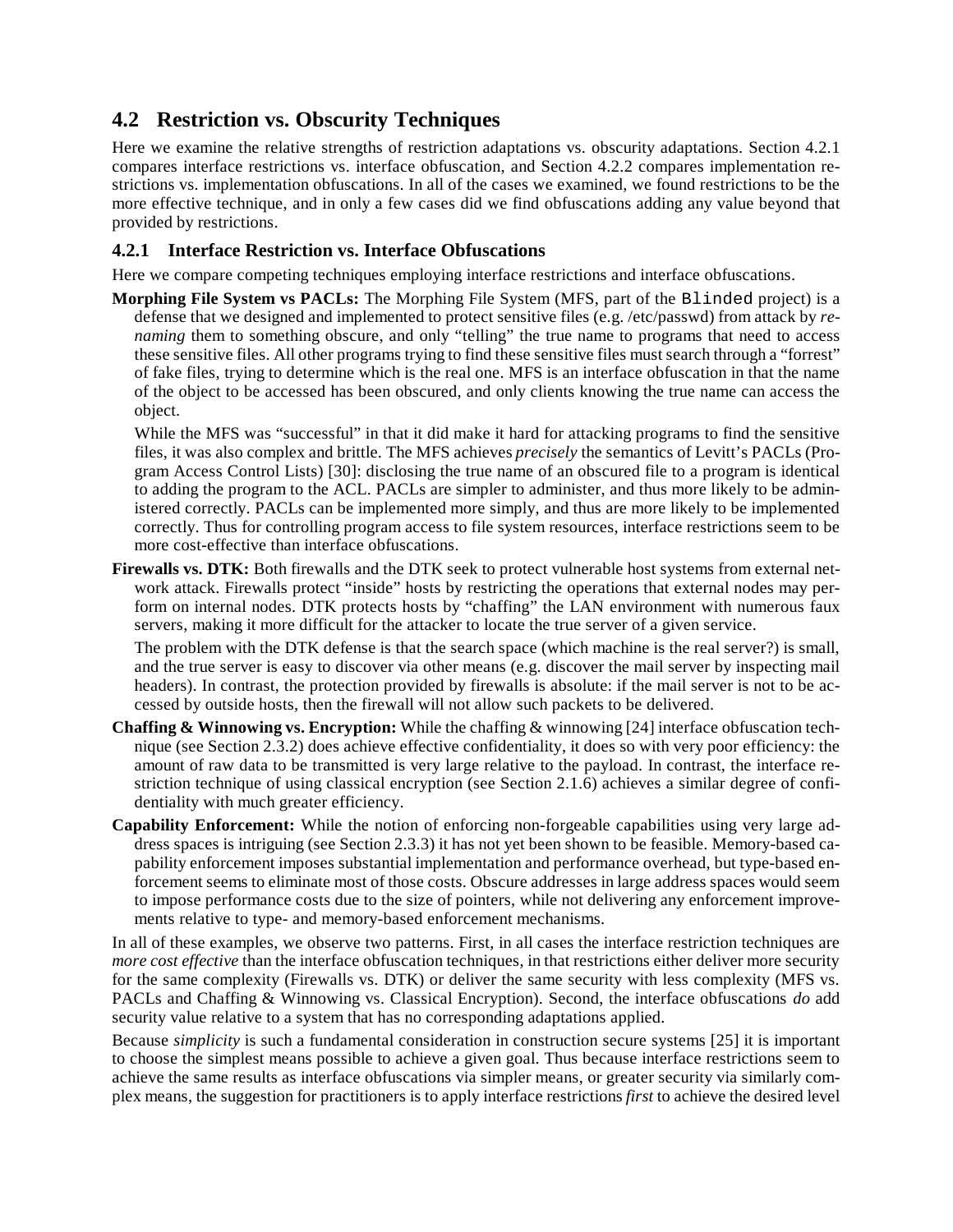## 4.2 Restriction vs. Obscurity Techniques

Here we examine the relative strengths of restriction adaptations vs. obscurity adaptations. Section 4.2.1 compares interface restrictions vs. interface obfuscation, and Section 4.2.2 compares implementation restrictions vs. implementation obfuscations. In all of the cases we examined, we found restrictions to be the more effective technique, and in only a few cases did we find obfuscations adding any value beyond that provided by restrictions.

### 4.2.1 Interface Restriction vs. Interface Obfuscations

Here we compare competing techniques employing interface restrictions and interface obfuscations.

**Morphing File System vs PACLs:** The Morphing File System (MFS, part of the `Blinded` project) is a defense that we designed and implemented to protect sensitive files (e.g. /etc/passwd) from attack by *renaming* them to something obscure, and only "telling" the true name to programs that need to access these sensitive files. All other programs trying to find these sensitive files must search through a "forrest" of fake files, trying to determine which is the real one. MFS is an interface obfuscation in that the name of the object to be accessed has been obscured, and only clients knowing the true name can access the object.

While the MFS was "successful" in that it did make it hard for attacking programs to find the sensitive files, it was also complex and brittle. The MFS achieves *precisely* the semantics of Levitt's PACLs (Program Access Control Lists) [30]: disclosing the true name of an obscured file to a program is identical to adding the program to the ACL. PACLs are simpler to administer, and thus more likely to be administered correctly. PACLs can be implemented more simply, and thus are more likely to be implemented correctly. Thus for controlling program access to file system resources, interface restrictions seem to be more cost-effective than interface obfuscations.

**Firewalls vs. DTK:** Both firewalls and the DTK seek to protect vulnerable host systems from external network attack. Firewalls protect "inside" hosts by restricting the operations that external nodes may perform on internal nodes. DTK protects hosts by "chaffing" the LAN environment with numerous faux servers, making it more difficult for the attacker to locate the true server of a given service.

The problem with the DTK defense is that the search space (which machine is the real server?) is small, and the true server is easy to discover via other means (e.g. discover the mail server by inspecting mail headers). In contrast, the protection provided by firewalls is absolute: if the mail server is not to be accessed by outside hosts, then the firewall will not allow such packets to be delivered.

**Chaffing & Winnowing vs. Encryption:** While the chaffing & winnowing [24] interface obfuscation technique (see Section 2.3.2) does achieve effective confidentiality, it does so with very poor efficiency: the amount of raw data to be transmitted is very large relative to the payload. In contrast, the interface restriction technique of using classical encryption (see Section 2.1.6) achieves a similar degree of confidentiality with much greater efficiency.

**Capability Enforcement:** While the notion of enforcing non-forgeable capabilities using very large address spaces is intriguing (see Section 2.3.3) it has not yet been shown to be feasible. Memory-based capability enforcement imposes substantial implementation and performance overhead, but type-based enforcement seems to eliminate most of those costs. Obscure addresses in large address spaces would seem to impose performance costs due to the size of pointers, while not delivering any enforcement improvements relative to type- and memory-based enforcement mechanisms.

In all of these examples, we observe two patterns. First, in all cases the interface restriction techniques are *more cost effective* than the interface obfuscation techniques, in that restrictions either deliver more security for the same complexity (Firewalls vs. DTK) or deliver the same security with less complexity (MFS vs. PACLs and Chaffing & Winnowing vs. Classical Encryption). Second, the interface obfuscations *do* add security value relative to a system that has no corresponding adaptations applied.

Because *simplicity* is such a fundamental consideration in construction secure systems [25] it is important to choose the simplest means possible to achieve a given goal. Thus because interface restrictions seem to achieve the same results as interface obfuscations via simpler means, or greater security via similarly complex means, the suggestion for practitioners is to apply interface restrictions *first* to achieve the desired level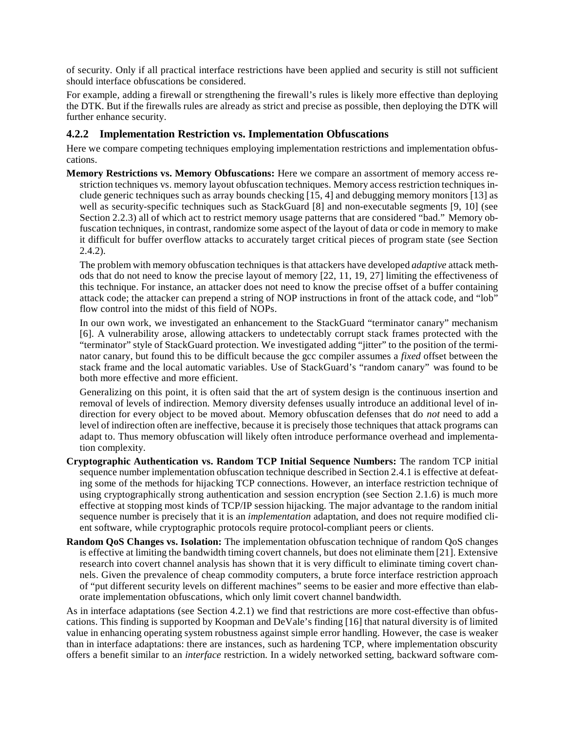of security. Only if all practical interface restrictions have been applied and security is still not sufficient should interface obfuscations be considered.

For example, adding a firewall or strengthening the firewall's rules is likely more effective than deploying the DTK. But if the firewalls rules are already as strict and precise as possible, then deploying the DTK will further enhance security.

### 4.2.2 Implementation Restriction vs. Implementation Obfuscations

Here we compare competing techniques employing implementation restrictions and implementation obfuscations.

**Memory Restrictions vs. Memory Obfuscations:** Here we compare an assortment of memory access restriction techniques vs. memory layout obfuscation techniques. Memory access restriction techniques include generic techniques such as array bounds checking [15, 4] and debugging memory monitors [13] as well as security-specific techniques such as StackGuard [8] and non-executable segments [9, 10] (see Section 2.2.3) all of which act to restrict memory usage patterns that are considered "bad." Memory obfuscation techniques, in contrast, randomize some aspect of the layout of data or code in memory to make it difficult for buffer overflow attacks to accurately target critical pieces of program state (see Section 2.4.2).

The problem with memory obfuscation techniques is that attackers have developed *adaptive* attack methods that do not need to know the precise layout of memory [22, 11, 19, 27] limiting the effectiveness of this technique. For instance, an attacker does not need to know the precise offset of a buffer containing attack code; the attacker can prepend a string of NOP instructions in front of the attack code, and "lob" flow control into the midst of this field of NOPs.

In our own work, we investigated an enhancement to the StackGuard "terminator canary" mechanism [6]. A vulnerability arose, allowing attackers to undetectably corrupt stack frames protected with the "terminator" style of StackGuard protection. We investigated adding "jitter" to the position of the terminator canary, but found this to be difficult because the gcc compiler assumes a *fixed* offset between the stack frame and the local automatic variables. Use of StackGuard's "random canary" was found to be both more effective and more efficient.

Generalizing on this point, it is often said that the art of system design is the continuous insertion and removal of levels of indirection. Memory diversity defenses usually introduce an additional level of indirection for every object to be moved about. Memory obfuscation defenses that do *not* need to add a level of indirection often are ineffective, because it is precisely those techniques that attack programs can adapt to. Thus memory obfuscation will likely often introduce performance overhead and implementation complexity.

**Cryptographic Authentication vs. Random TCP Initial Sequence Numbers:** The random TCP initial sequence number implementation obfuscation technique described in Section 2.4.1 is effective at defeating some of the methods for hijacking TCP connections. However, an interface restriction technique of using cryptographically strong authentication and session encryption (see Section 2.1.6) is much more effective at stopping most kinds of TCP/IP session hijacking. The major advantage to the random initial sequence number is precisely that it is an *implementation* adaptation, and does not require modified client software, while cryptographic protocols require protocol-compliant peers or clients.

**Random QoS Changes vs. Isolation:** The implementation obfuscation technique of random QoS changes is effective at limiting the bandwidth timing covert channels, but does not eliminate them [21]. Extensive research into covert channel analysis has shown that it is very difficult to eliminate timing covert channels. Given the prevalence of cheap commodity computers, a brute force interface restriction approach of "put different security levels on different machines" seems to be easier and more effective than elaborate implementation obfuscations, which only limit covert channel bandwidth.

As in interface adaptations (see Section 4.2.1) we find that restrictions are more cost-effective than obfuscations. This finding is supported by Koopman and DeVale's finding [16] that natural diversity is of limited value in enhancing operating system robustness against simple error handling. However, the case is weaker than in interface adaptations: there are instances, such as hardening TCP, where implementation obscurity offers a benefit similar to an *interface* restriction. In a widely networked setting, backward software com-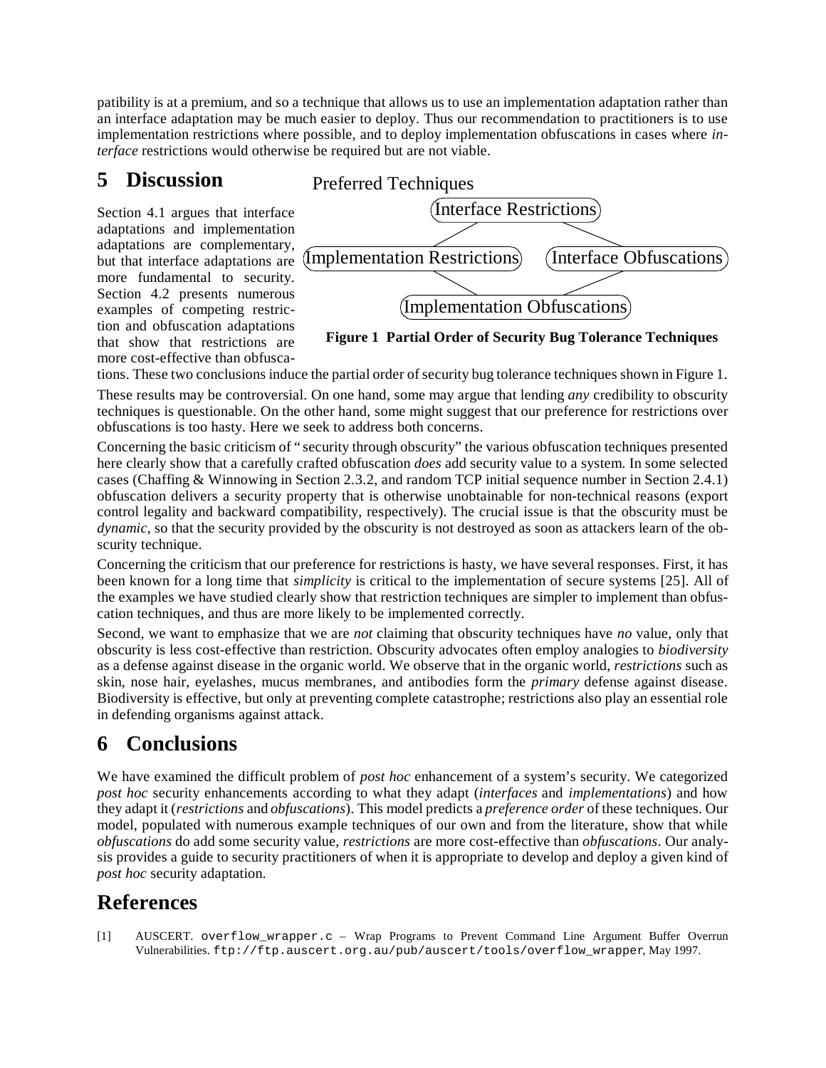patibility is at a premium, and so a technique that allows us to use an implementation adaptation rather than an interface adaptation may be much easier to deploy. Thus our recommendation to practitioners is to use implementation restrictions where possible, and to deploy implementation obfuscations in cases where *interface* restrictions would otherwise be required but are not viable.

# 5 Discussion

Section 4.1 argues that interface adaptations and implementation adaptations are complementary, but that interface adaptations are more fundamental to security. Section 4.2 presents numerous examples of competing restriction and obfuscation adaptations that show that restrictions are more cost-effective than obfuscations. These two conclusions induce the partial order of security bug tolerance techniques shown in Figure 1.

Preferred Techniques

Interface Restrictions

Implementation Restrictions — Interface Obfuscations

Implementation Obfuscations

**Figure 1 Partial Order of Security Bug Tolerance Techniques**

These results may be controversial. On one hand, some may argue that lending *any* credibility to obscurity techniques is questionable. On the other hand, some might suggest that our preference for restrictions over obfuscations is too hasty. Here we seek to address both concerns.

Concerning the basic criticism of "security through obscurity" the various obfuscation techniques presented here clearly show that a carefully crafted obfuscation *does* add security value to a system. In some selected cases (Chaffing & Winnowing in Section 2.3.2, and random TCP initial sequence number in Section 2.4.1) obfuscation delivers a security property that is otherwise unobtainable for non-technical reasons (export control legality and backward compatibility, respectively). The crucial issue is that the obscurity must be *dynamic*, so that the security provided by the obscurity is not destroyed as soon as attackers learn of the obscurity technique.

Concerning the criticism that our preference for restrictions is hasty, we have several responses. First, it has been known for a long time that *simplicity* is critical to the implementation of secure systems [25]. All of the examples we have studied clearly show that restriction techniques are simpler to implement than obfuscation techniques, and thus are more likely to be implemented correctly.

Second, we want to emphasize that we are *not* claiming that obscurity techniques have *no* value, only that obscurity is less cost-effective than restriction. Obscurity advocates often employ analogies to *biodiversity* as a defense against disease in the organic world. We observe that in the organic world, *restrictions* such as skin, nose hair, eyelashes, mucus membranes, and antibodies form the *primary* defense against disease. Biodiversity is effective, but only at preventing complete catastrophe; restrictions also play an essential role in defending organisms against attack.

# 6 Conclusions

We have examined the difficult problem of *post hoc* enhancement of a system's security. We categorized *post hoc* security enhancements according to what they adapt (*interfaces* and *implementations*) and how they adapt it (*restrictions* and *obfuscations*). This model predicts a *preference order* of these techniques. Our model, populated with numerous example techniques of our own and from the literature, show that while *obfuscations* do add some security value, *restrictions* are more cost-effective than *obfuscations*. Our analysis provides a guide to security practitioners of when it is appropriate to develop and deploy a given kind of *post hoc* security adaptation.

# References

[1] AUSCERT. `overflow_wrapper.c` – Wrap Programs to Prevent Command Line Argument Buffer Overrun Vulnerabilities. `ftp://ftp.auscert.org.au/pub/auscert/tools/overflow_wrapper`, May 1997.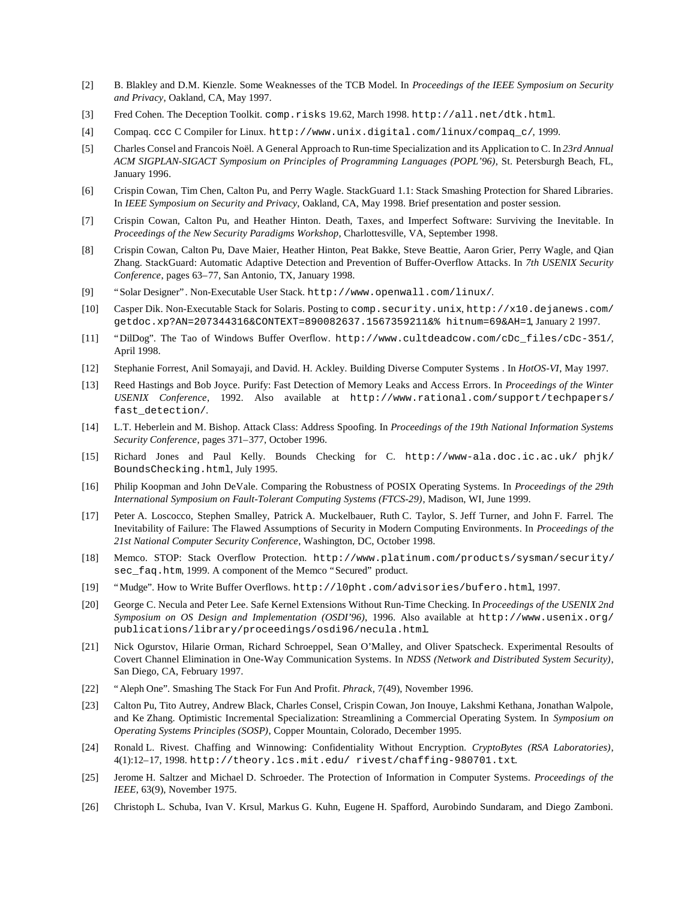[2] B. Blakley and D.M. Kienzle. Some Weaknesses of the TCB Model. In *Proceedings of the IEEE Symposium on Security and Privacy*, Oakland, CA, May 1997.

[3] Fred Cohen. The Deception Toolkit. `comp.risks` 19.62, March 1998. `http://all.net/dtk.html`.

[4] Compaq. `ccc` C Compiler for Linux. `http://www.unix.digital.com/linux/compaq_c/`, 1999.

[5] Charles Consel and Francois Noël. A General Approach to Run-time Specialization and its Application to C. In *23rd Annual ACM SIGPLAN-SIGACT Symposium on Principles of Programming Languages (POPL'96)*, St. Petersburgh Beach, FL, January 1996.

[6] Crispin Cowan, Tim Chen, Calton Pu, and Perry Wagle. StackGuard 1.1: Stack Smashing Protection for Shared Libraries. In *IEEE Symposium on Security and Privacy*, Oakland, CA, May 1998. Brief presentation and poster session.

[7] Crispin Cowan, Calton Pu, and Heather Hinton. Death, Taxes, and Imperfect Software: Surviving the Inevitable. In *Proceedings of the New Security Paradigms Workshop*, Charlottesville, VA, September 1998.

[8] Crispin Cowan, Calton Pu, Dave Maier, Heather Hinton, Peat Bakke, Steve Beattie, Aaron Grier, Perry Wagle, and Qian Zhang. StackGuard: Automatic Adaptive Detection and Prevention of Buffer-Overflow Attacks. In *7th USENIX Security Conference*, pages 63–77, San Antonio, TX, January 1998.

[9] "Solar Designer". Non-Executable User Stack. `http://www.openwall.com/linux/`.

[10] Casper Dik. Non-Executable Stack for Solaris. Posting to `comp.security.unix`, `http://x10.dejanews.com/getdoc.xp?AN=207344316&CONTEXT=890082637.1567359211&% hitnum=69&AH=1`, January 2 1997.

[11] "DilDog". The Tao of Windows Buffer Overflow. `http://www.cultdeadcow.com/cDc_files/cDc-351/`, April 1998.

[12] Stephanie Forrest, Anil Somayaji, and David. H. Ackley. Building Diverse Computer Systems . In *HotOS-VI*, May 1997.

[13] Reed Hastings and Bob Joyce. Purify: Fast Detection of Memory Leaks and Access Errors. In *Proceedings of the Winter USENIX Conference*, 1992. Also available at `http://www.rational.com/support/techpapers/fast_detection/`.

[14] L.T. Heberlein and M. Bishop. Attack Class: Address Spoofing. In *Proceedings of the 19th National Information Systems Security Conference*, pages 371–377, October 1996.

[15] Richard Jones and Paul Kelly. Bounds Checking for C. `http://www-ala.doc.ic.ac.uk/ phjk/BoundsChecking.html`, July 1995.

[16] Philip Koopman and John DeVale. Comparing the Robustness of POSIX Operating Systems. In *Proceedings of the 29th International Symposium on Fault-Tolerant Computing Systems (FTCS-29)*, Madison, WI, June 1999.

[17] Peter A. Loscocco, Stephen Smalley, Patrick A. Muckelbauer, Ruth C. Taylor, S. Jeff Turner, and John F. Farrel. The Inevitability of Failure: The Flawed Assumptions of Security in Modern Computing Environments. In *Proceedings of the 21st National Computer Security Conference*, Washington, DC, October 1998.

[18] Memco. STOP: Stack Overflow Protection. `http://www.platinum.com/products/sysman/security/sec_faq.htm`, 1999. A component of the Memco "Secured" product.

[19] "Mudge". How to Write Buffer Overflows. `http://l0pht.com/advisories/bufero.html`, 1997.

[20] George C. Necula and Peter Lee. Safe Kernel Extensions Without Run-Time Checking. In *Proceedings of the USENIX 2nd Symposium on OS Design and Implementation (OSDI'96)*, 1996. Also available at `http://www.usenix.org/publications/library/proceedings/osdi96/necula.html`.

[21] Nick Ogurstov, Hilarie Orman, Richard Schroeppel, Sean O'Malley, and Oliver Spatscheck. Experimental Resoults of Covert Channel Elimination in One-Way Communication Systems. In *NDSS (Network and Distributed System Security)*, San Diego, CA, February 1997.

[22] "Aleph One". Smashing The Stack For Fun And Profit. *Phrack*, 7(49), November 1996.

[23] Calton Pu, Tito Autrey, Andrew Black, Charles Consel, Crispin Cowan, Jon Inouye, Lakshmi Kethana, Jonathan Walpole, and Ke Zhang. Optimistic Incremental Specialization: Streamlining a Commercial Operating System. In *Symposium on Operating Systems Principles (SOSP)*, Copper Mountain, Colorado, December 1995.

[24] Ronald L. Rivest. Chaffing and Winnowing: Confidentiality Without Encryption. *CryptoBytes (RSA Laboratories)*, 4(1):12–17, 1998. `http://theory.lcs.mit.edu/ rivest/chaffing-980701.txt`.

[25] Jerome H. Saltzer and Michael D. Schroeder. The Protection of Information in Computer Systems. *Proceedings of the IEEE*, 63(9), November 1975.

[26] Christoph L. Schuba, Ivan V. Krsul, Markus G. Kuhn, Eugene H. Spafford, Aurobindo Sundaram, and Diego Zamboni.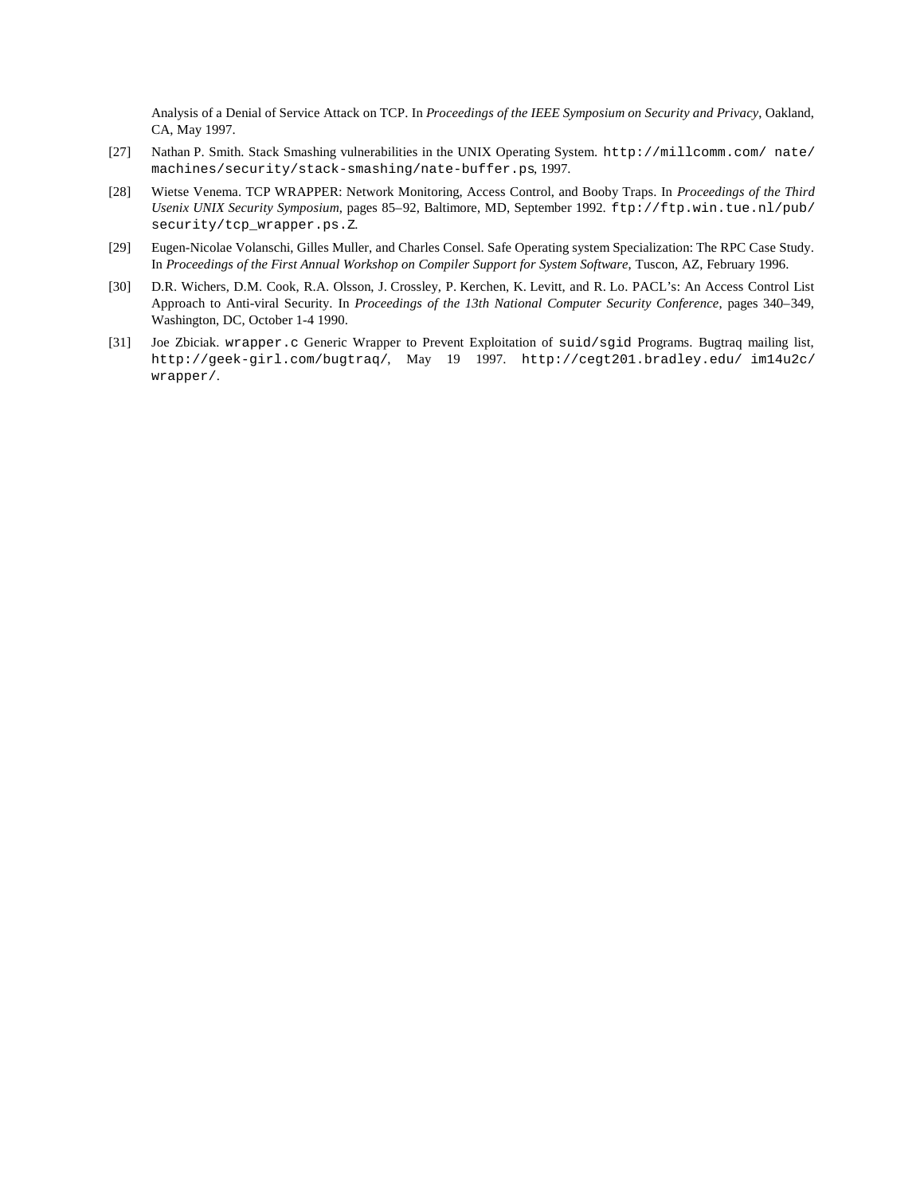Analysis of a Denial of Service Attack on TCP. In *Proceedings of the IEEE Symposium on Security and Privacy*, Oakland, CA, May 1997.

[27] Nathan P. Smith. Stack Smashing vulnerabilities in the UNIX Operating System. `http://millcomm.com/ nate/ machines/security/stack-smashing/nate-buffer.ps`, 1997.

[28] Wietse Venema. TCP WRAPPER: Network Monitoring, Access Control, and Booby Traps. In *Proceedings of the Third Usenix UNIX Security Symposium*, pages 85–92, Baltimore, MD, September 1992. `ftp://ftp.win.tue.nl/pub/ security/tcp_wrapper.ps.Z`.

[29] Eugen-Nicolae Volanschi, Gilles Muller, and Charles Consel. Safe Operating system Specialization: The RPC Case Study. In *Proceedings of the First Annual Workshop on Compiler Support for System Software*, Tuscon, AZ, February 1996.

[30] D.R. Wichers, D.M. Cook, R.A. Olsson, J. Crossley, P. Kerchen, K. Levitt, and R. Lo. PACL's: An Access Control List Approach to Anti-viral Security. In *Proceedings of the 13th National Computer Security Conference*, pages 340–349, Washington, DC, October 1-4 1990.

[31] Joe Zbiciak. `wrapper.c` Generic Wrapper to Prevent Exploitation of `suid/sgid` Programs. Bugtraq mailing list, `http://geek-girl.com/bugtraq/`, May 19 1997. `http://cegt201.bradley.edu/ im14u2c/ wrapper/`.